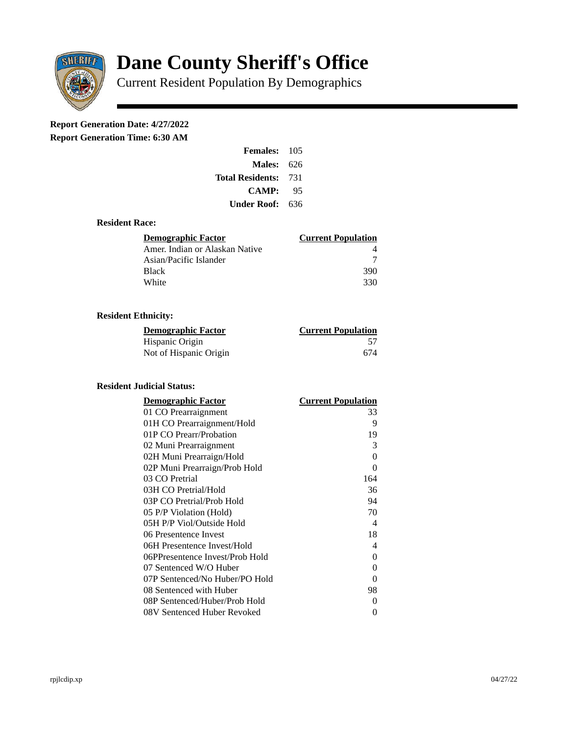# Dane County Sheriff's Office

Current Resident Population By Demographics

**Report Generation Date: 4/27/2022**

**Report Generation Time: 6:30 AM**

| | |
|---|---|
| **Females:** | 105 |
| **Males:** | 626 |
| **Total Residents:** | 731 |
| **CAMP:** | 95 |
| **Under Roof:** | 636 |

### Resident Race:

| Demographic Factor | Current Population |
|---|---|
| Amer. Indian or Alaskan Native | 4 |
| Asian/Pacific Islander | 7 |
| Black | 390 |
| White | 330 |

### Resident Ethnicity:

| Demographic Factor | Current Population |
|---|---|
| Hispanic Origin | 57 |
| Not of Hispanic Origin | 674 |

### Resident Judicial Status:

| Demographic Factor | Current Population |
|---|---|
| 01 CO Prearraignment | 33 |
| 01H CO Prearraignment/Hold | 9 |
| 01P CO Prearr/Probation | 19 |
| 02 Muni Prearraignment | 3 |
| 02H Muni Prearraign/Hold | 0 |
| 02P Muni Prearraign/Prob Hold | 0 |
| 03 CO Pretrial | 164 |
| 03H CO Pretrial/Hold | 36 |
| 03P CO Pretrial/Prob Hold | 94 |
| 05 P/P Violation (Hold) | 70 |
| 05H P/P Viol/Outside Hold | 4 |
| 06 Presentence Invest | 18 |
| 06H Presentence Invest/Hold | 4 |
| 06PPresentence Invest/Prob Hold | 0 |
| 07 Sentenced W/O Huber | 0 |
| 07P Sentenced/No Huber/PO Hold | 0 |
| 08 Sentenced with Huber | 98 |
| 08P Sentenced/Huber/Prob Hold | 0 |
| 08V Sentenced Huber Revoked | 0 |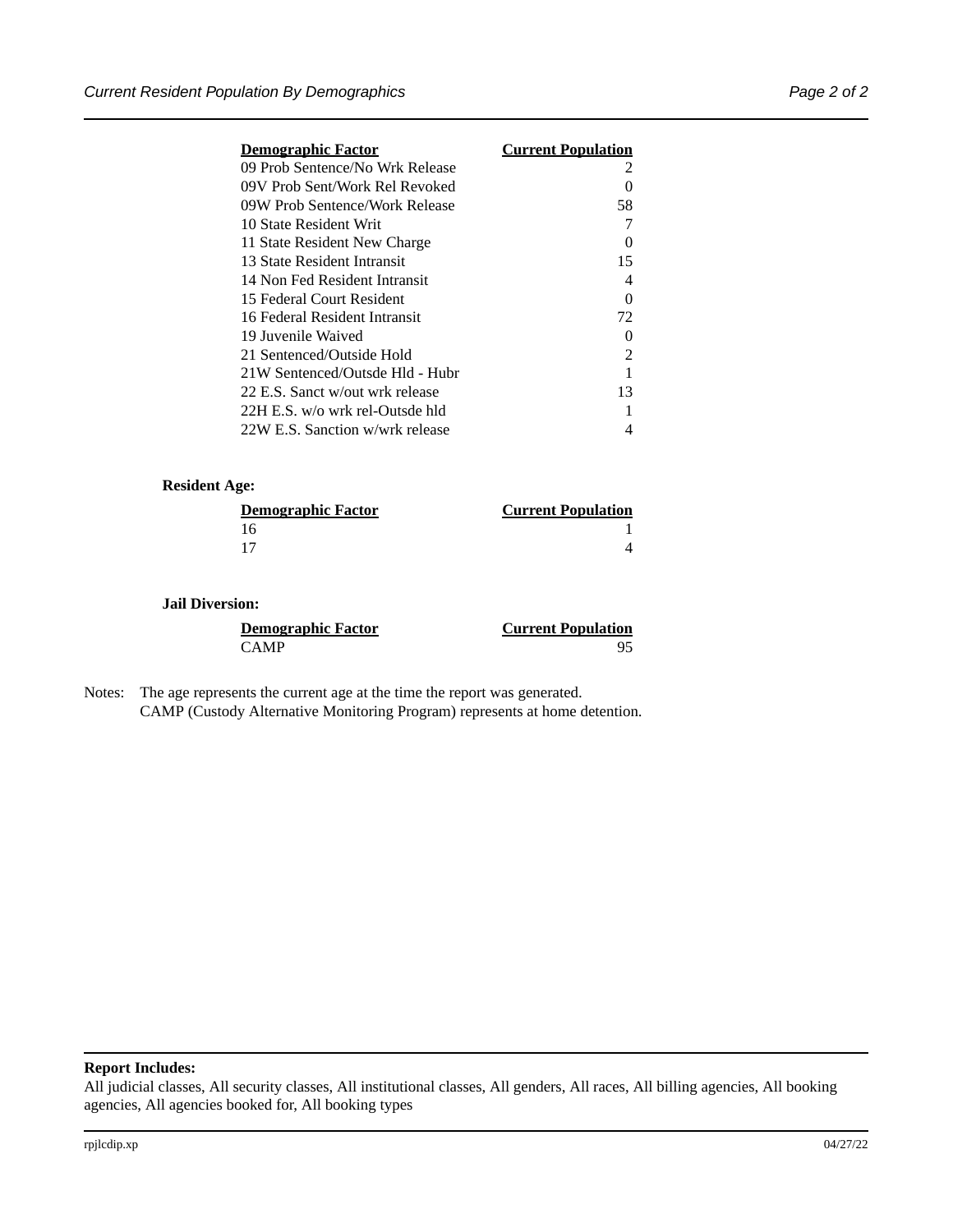| Demographic Factor | Current Population |
| --- | --- |
| 09 Prob Sentence/No Wrk Release | 2 |
| 09V Prob Sent/Work Rel Revoked | 0 |
| 09W Prob Sentence/Work Release | 58 |
| 10 State Resident Writ | 7 |
| 11 State Resident New Charge | 0 |
| 13 State Resident Intransit | 15 |
| 14 Non Fed Resident Intransit | 4 |
| 15 Federal Court Resident | 0 |
| 16 Federal Resident Intransit | 72 |
| 19 Juvenile Waived | 0 |
| 21 Sentenced/Outside Hold | 2 |
| 21W Sentenced/Outsde Hld - Hubr | 1 |
| 22 E.S. Sanct w/out wrk release | 13 |
| 22H E.S. w/o wrk rel-Outsde hld | 1 |
| 22W E.S. Sanction w/wrk release | 4 |

**Resident Age:**

| Demographic Factor | Current Population |
| --- | --- |
| 16 | 1 |
| 17 | 4 |

**Jail Diversion:**

| Demographic Factor | Current Population |
| --- | --- |
| CAMP | 95 |

Notes: The age represents the current age at the time the report was generated.
CAMP (Custody Alternative Monitoring Program) represents at home detention.

**Report Includes:**

All judicial classes, All security classes, All institutional classes, All genders, All races, All billing agencies, All booking agencies, All agencies booked for, All booking types

rpjlcdip.xp 04/27/22